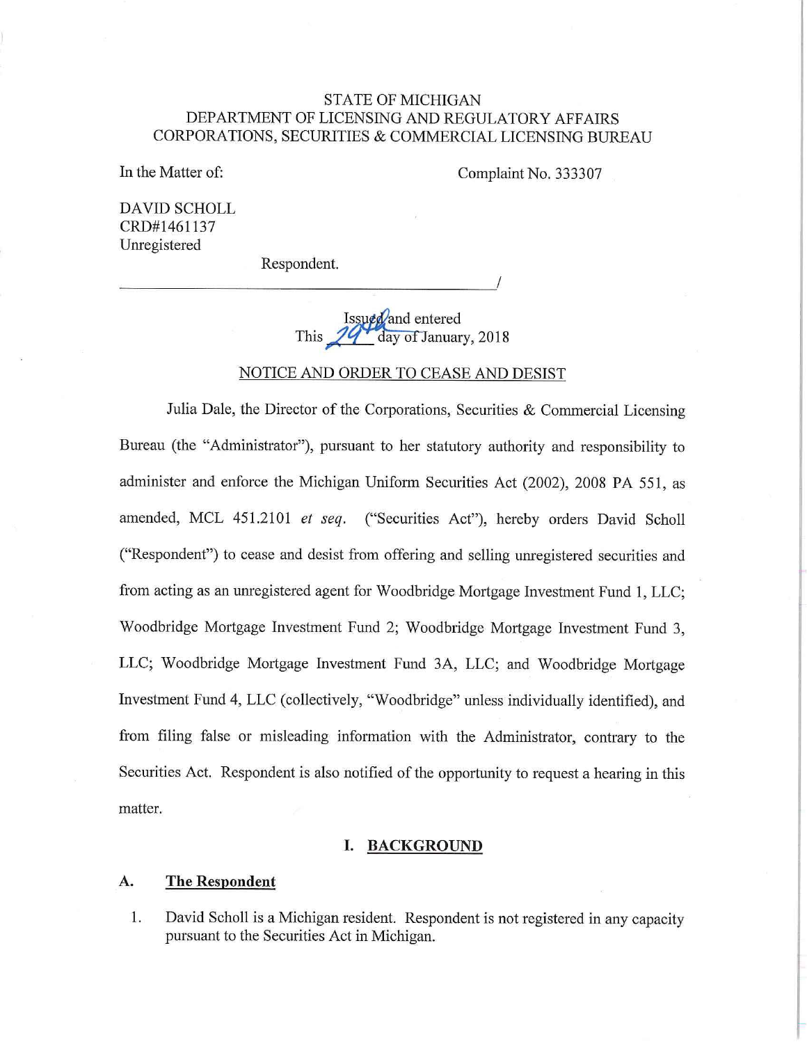STATE OF MICHIGAN
DEPARTMENT OF LICENSING AND REGULATORY AFFAIRS
CORPORATIONS, SECURITIES & COMMERCIAL LICENSING BUREAU

In the Matter of:

Complaint No. 333307

DAVID SCHOLL
CRD#1461137
Unregistered

Respondent.

_______________________________________/

Issued and entered
This 29th day of January, 2018

NOTICE AND ORDER TO CEASE AND DESIST

Julia Dale, the Director of the Corporations, Securities & Commercial Licensing Bureau (the "Administrator"), pursuant to her statutory authority and responsibility to administer and enforce the Michigan Uniform Securities Act (2002), 2008 PA 551, as amended, MCL 451.2101 *et seq.* ("Securities Act"), hereby orders David Scholl ("Respondent") to cease and desist from offering and selling unregistered securities and from acting as an unregistered agent for Woodbridge Mortgage Investment Fund 1, LLC; Woodbridge Mortgage Investment Fund 2; Woodbridge Mortgage Investment Fund 3, LLC; Woodbridge Mortgage Investment Fund 3A, LLC; and Woodbridge Mortgage Investment Fund 4, LLC (collectively, "Woodbridge" unless individually identified), and from filing false or misleading information with the Administrator, contrary to the Securities Act. Respondent is also notified of the opportunity to request a hearing in this matter.

## I. BACKGROUND

### A. The Respondent

1. David Scholl is a Michigan resident. Respondent is not registered in any capacity pursuant to the Securities Act in Michigan.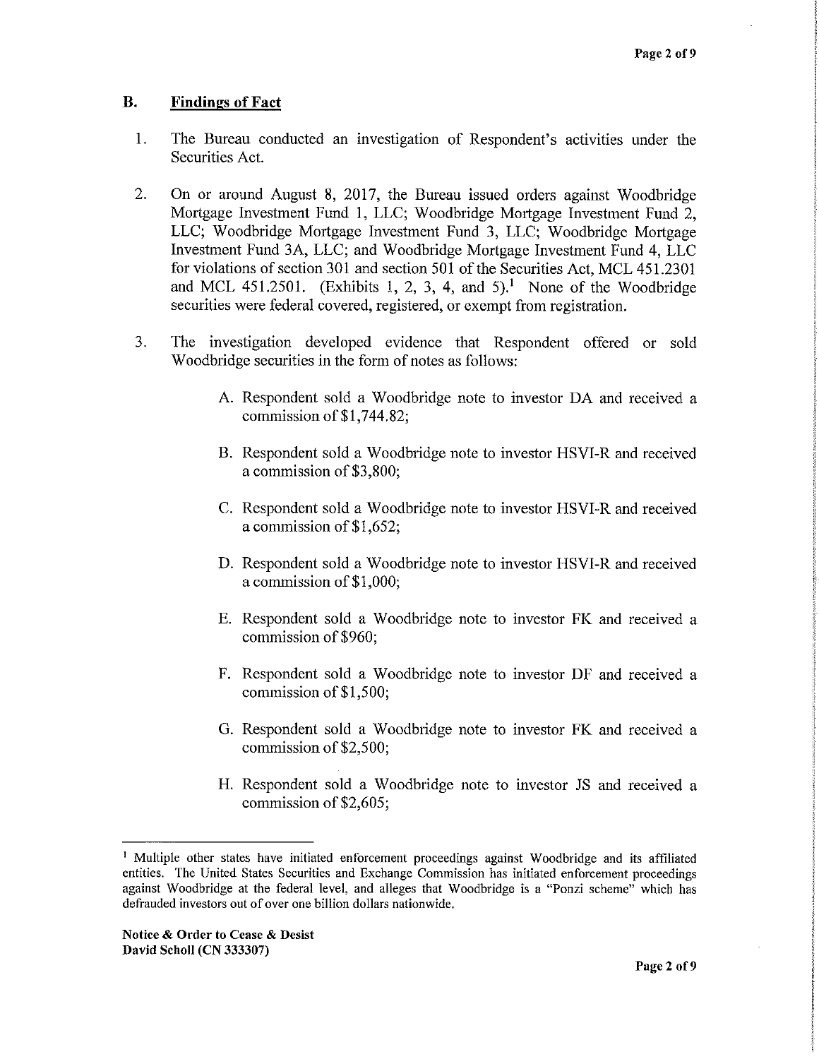## B. Findings of Fact

1. The Bureau conducted an investigation of Respondent's activities under the Securities Act.

2. On or around August 8, 2017, the Bureau issued orders against Woodbridge Mortgage Investment Fund 1, LLC; Woodbridge Mortgage Investment Fund 2, LLC; Woodbridge Mortgage Investment Fund 3, LLC; Woodbridge Mortgage Investment Fund 3A, LLC; and Woodbridge Mortgage Investment Fund 4, LLC for violations of section 301 and section 501 of the Securities Act, MCL 451.2301 and MCL 451.2501. (Exhibits 1, 2, 3, 4, and 5).[1] None of the Woodbridge securities were federal covered, registered, or exempt from registration.

3. The investigation developed evidence that Respondent offered or sold Woodbridge securities in the form of notes as follows:

   A. Respondent sold a Woodbridge note to investor DA and received a commission of $1,744.82;

   B. Respondent sold a Woodbridge note to investor HSVI-R and received a commission of $3,800;

   C. Respondent sold a Woodbridge note to investor HSVI-R and received a commission of $1,652;

   D. Respondent sold a Woodbridge note to investor HSVI-R and received a commission of $1,000;

   E. Respondent sold a Woodbridge note to investor FK and received a commission of $960;

   F. Respondent sold a Woodbridge note to investor DF and received a commission of $1,500;

   G. Respondent sold a Woodbridge note to investor FK and received a commission of $2,500;

   H. Respondent sold a Woodbridge note to investor JS and received a commission of $2,605;

---

[1] Multiple other states have initiated enforcement proceedings against Woodbridge and its affiliated entities. The United States Securities and Exchange Commission has initiated enforcement proceedings against Woodbridge at the federal level, and alleges that Woodbridge is a "Ponzi scheme" which has defrauded investors out of over one billion dollars nationwide.

**Notice & Order to Cease & Desist**
**David Scholl (CN 333307)**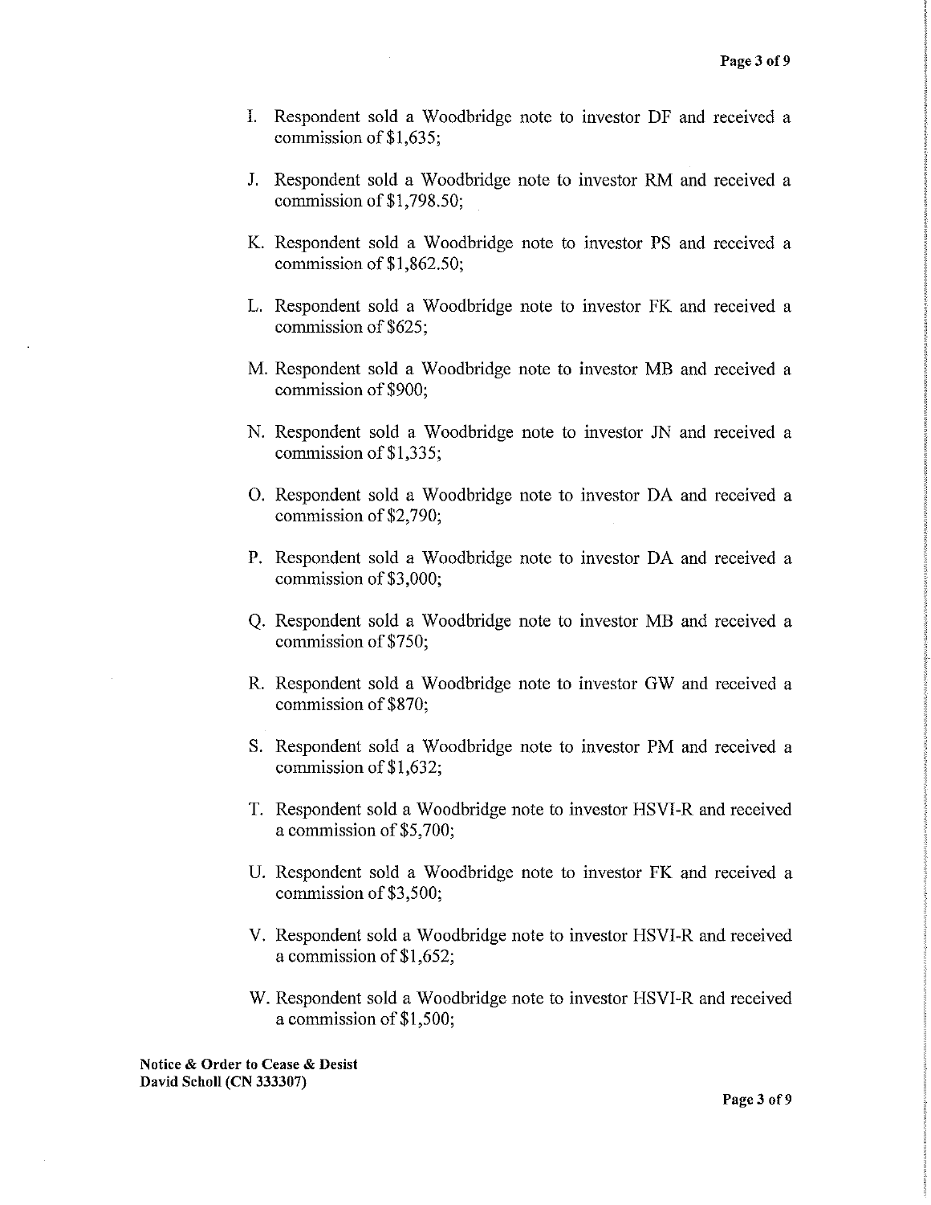I. Respondent sold a Woodbridge note to investor DF and received a commission of $1,635;

J. Respondent sold a Woodbridge note to investor RM and received a commission of $1,798.50;

K. Respondent sold a Woodbridge note to investor PS and received a commission of $1,862.50;

L. Respondent sold a Woodbridge note to investor FK and received a commission of $625;

M. Respondent sold a Woodbridge note to investor MB and received a commission of $900;

N. Respondent sold a Woodbridge note to investor JN and received a commission of $1,335;

O. Respondent sold a Woodbridge note to investor DA and received a commission of $2,790;

P. Respondent sold a Woodbridge note to investor DA and received a commission of $3,000;

Q. Respondent sold a Woodbridge note to investor MB and received a commission of $750;

R. Respondent sold a Woodbridge note to investor GW and received a commission of $870;

S. Respondent sold a Woodbridge note to investor PM and received a commission of $1,632;

T. Respondent sold a Woodbridge note to investor HSVI-R and received a commission of $5,700;

U. Respondent sold a Woodbridge note to investor FK and received a commission of $3,500;

V. Respondent sold a Woodbridge note to investor HSVI-R and received a commission of $1,652;

W. Respondent sold a Woodbridge note to investor HSVI-R and received a commission of $1,500;

**Notice & Order to Cease & Desist**
**David Scholl (CN 333307)**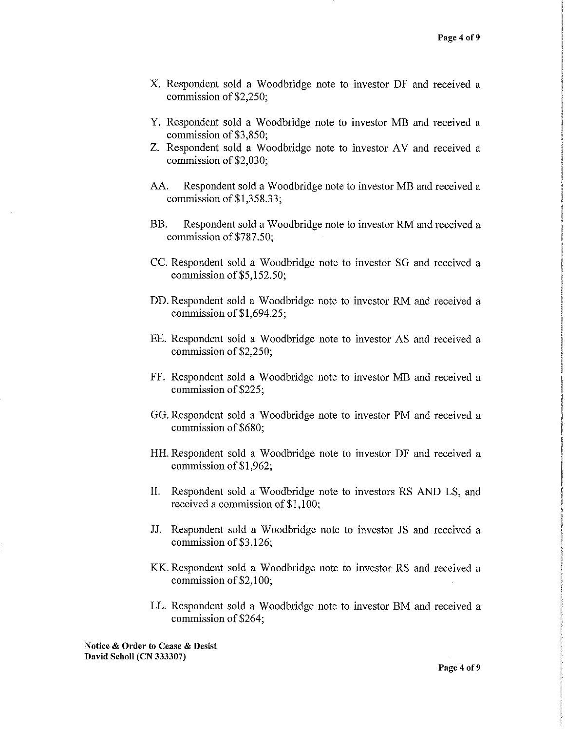X. Respondent sold a Woodbridge note to investor DF and received a commission of $2,250;

Y. Respondent sold a Woodbridge note to investor MB and received a commission of $3,850;

Z. Respondent sold a Woodbridge note to investor AV and received a commission of $2,030;

AA. Respondent sold a Woodbridge note to investor MB and received a commission of $1,358.33;

BB. Respondent sold a Woodbridge note to investor RM and received a commission of $787.50;

CC. Respondent sold a Woodbridge note to investor SG and received a commission of $5,152.50;

DD. Respondent sold a Woodbridge note to investor RM and received a commission of $1,694.25;

EE. Respondent sold a Woodbridge note to investor AS and received a commission of $2,250;

FF. Respondent sold a Woodbridge note to investor MB and received a commission of $225;

GG. Respondent sold a Woodbridge note to investor PM and received a commission of $680;

HH. Respondent sold a Woodbridge note to investor DF and received a commission of $1,962;

II. Respondent sold a Woodbridge note to investors RS AND LS, and received a commission of $1,100;

JJ. Respondent sold a Woodbridge note to investor JS and received a commission of $3,126;

KK. Respondent sold a Woodbridge note to investor RS and received a commission of $2,100;

LL. Respondent sold a Woodbridge note to investor BM and received a commission of $264;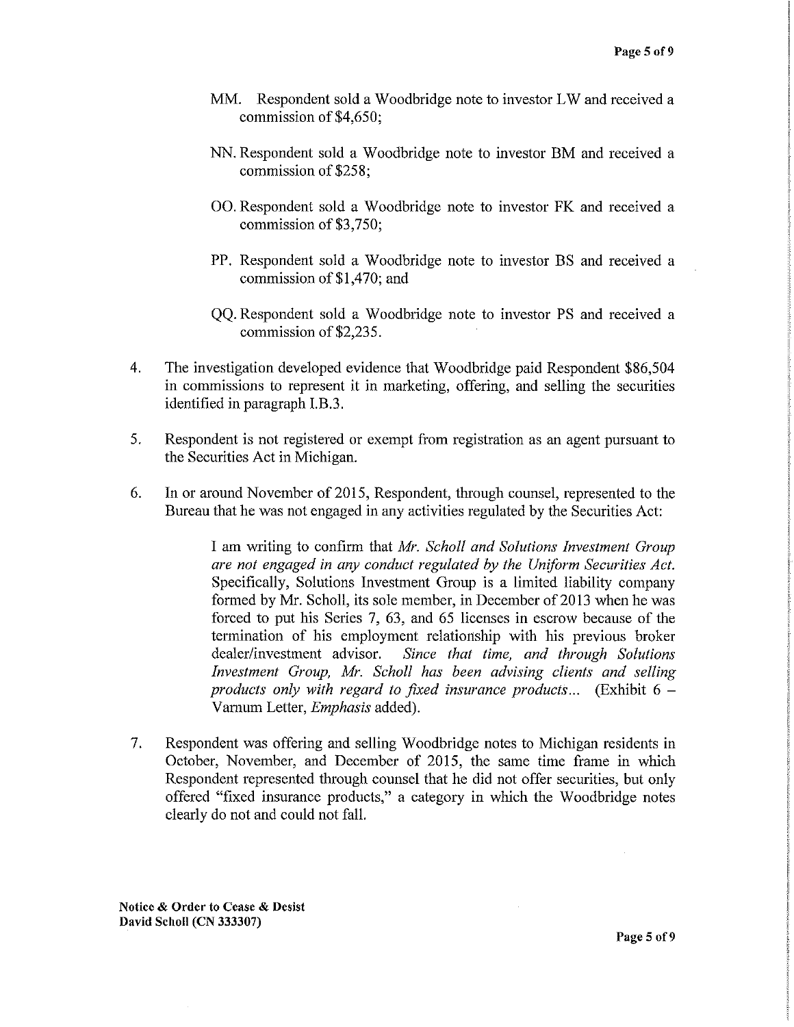MM. Respondent sold a Woodbridge note to investor LW and received a commission of $4,650;

NN. Respondent sold a Woodbridge note to investor BM and received a commission of $258;

OO. Respondent sold a Woodbridge note to investor FK and received a commission of $3,750;

PP. Respondent sold a Woodbridge note to investor BS and received a commission of $1,470; and

QQ. Respondent sold a Woodbridge note to investor PS and received a commission of $2,235.

4. The investigation developed evidence that Woodbridge paid Respondent $86,504 in commissions to represent it in marketing, offering, and selling the securities identified in paragraph I.B.3.

5. Respondent is not registered or exempt from registration as an agent pursuant to the Securities Act in Michigan.

6. In or around November of 2015, Respondent, through counsel, represented to the Bureau that he was not engaged in any activities regulated by the Securities Act:

> I am writing to confirm that *Mr. Scholl and Solutions Investment Group are not engaged in any conduct regulated by the Uniform Securities Act.* Specifically, Solutions Investment Group is a limited liability company formed by Mr. Scholl, its sole member, in December of 2013 when he was forced to put his Series 7, 63, and 65 licenses in escrow because of the termination of his employment relationship with his previous broker dealer/investment advisor. *Since that time, and through Solutions Investment Group, Mr. Scholl has been advising clients and selling products only with regard to fixed insurance products...* (Exhibit 6 – Varnum Letter, *Emphasis* added).

7. Respondent was offering and selling Woodbridge notes to Michigan residents in October, November, and December of 2015, the same time frame in which Respondent represented through counsel that he did not offer securities, but only offered "fixed insurance products," a category in which the Woodbridge notes clearly do not and could not fall.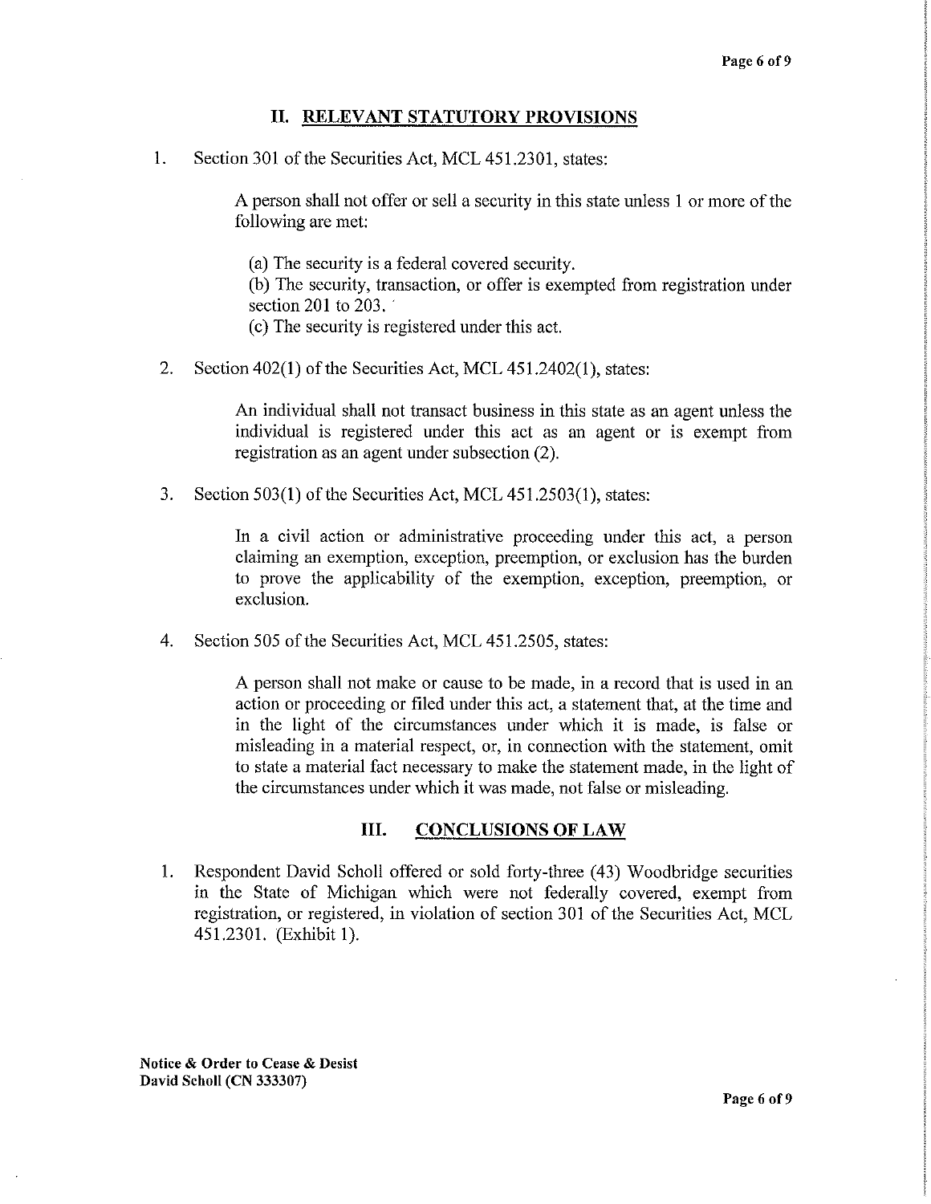## II. RELEVANT STATUTORY PROVISIONS

1. Section 301 of the Securities Act, MCL 451.2301, states:

   > A person shall not offer or sell a security in this state unless 1 or more of the following are met:
   >
   > (a) The security is a federal covered security.
   > (b) The security, transaction, or offer is exempted from registration under section 201 to 203.
   > (c) The security is registered under this act.

2. Section 402(1) of the Securities Act, MCL 451.2402(1), states:

   > An individual shall not transact business in this state as an agent unless the individual is registered under this act as an agent or is exempt from registration as an agent under subsection (2).

3. Section 503(1) of the Securities Act, MCL 451.2503(1), states:

   > In a civil action or administrative proceeding under this act, a person claiming an exemption, exception, preemption, or exclusion has the burden to prove the applicability of the exemption, exception, preemption, or exclusion.

4. Section 505 of the Securities Act, MCL 451.2505, states:

   > A person shall not make or cause to be made, in a record that is used in an action or proceeding or filed under this act, a statement that, at the time and in the light of the circumstances under which it is made, is false or misleading in a material respect, or, in connection with the statement, omit to state a material fact necessary to make the statement made, in the light of the circumstances under which it was made, not false or misleading.

## III. CONCLUSIONS OF LAW

1. Respondent David Scholl offered or sold forty-three (43) Woodbridge securities in the State of Michigan which were not federally covered, exempt from registration, or registered, in violation of section 301 of the Securities Act, MCL 451.2301. (Exhibit 1).

**Notice & Order to Cease & Desist**
**David Scholl (CN 333307)**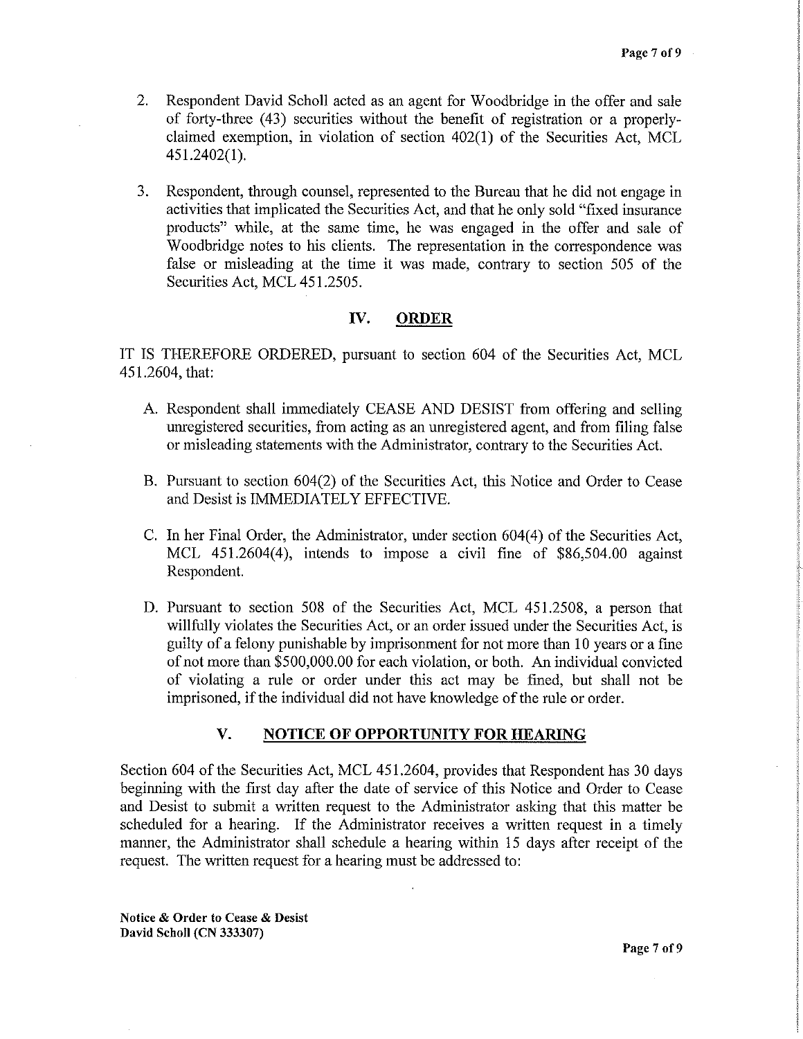2. Respondent David Scholl acted as an agent for Woodbridge in the offer and sale of forty-three (43) securities without the benefit of registration or a properly-claimed exemption, in violation of section 402(1) of the Securities Act, MCL 451.2402(1).

3. Respondent, through counsel, represented to the Bureau that he did not engage in activities that implicated the Securities Act, and that he only sold "fixed insurance products" while, at the same time, he was engaged in the offer and sale of Woodbridge notes to his clients. The representation in the correspondence was false or misleading at the time it was made, contrary to section 505 of the Securities Act, MCL 451.2505.

## IV. ORDER

IT IS THEREFORE ORDERED, pursuant to section 604 of the Securities Act, MCL 451.2604, that:

A. Respondent shall immediately CEASE AND DESIST from offering and selling unregistered securities, from acting as an unregistered agent, and from filing false or misleading statements with the Administrator, contrary to the Securities Act.

B. Pursuant to section 604(2) of the Securities Act, this Notice and Order to Cease and Desist is IMMEDIATELY EFFECTIVE.

C. In her Final Order, the Administrator, under section 604(4) of the Securities Act, MCL 451.2604(4), intends to impose a civil fine of $86,504.00 against Respondent.

D. Pursuant to section 508 of the Securities Act, MCL 451.2508, a person that willfully violates the Securities Act, or an order issued under the Securities Act, is guilty of a felony punishable by imprisonment for not more than 10 years or a fine of not more than $500,000.00 for each violation, or both. An individual convicted of violating a rule or order under this act may be fined, but shall not be imprisoned, if the individual did not have knowledge of the rule or order.

## V. NOTICE OF OPPORTUNITY FOR HEARING

Section 604 of the Securities Act, MCL 451.2604, provides that Respondent has 30 days beginning with the first day after the date of service of this Notice and Order to Cease and Desist to submit a written request to the Administrator asking that this matter be scheduled for a hearing. If the Administrator receives a written request in a timely manner, the Administrator shall schedule a hearing within 15 days after receipt of the request. The written request for a hearing must be addressed to:

**Notice & Order to Cease & Desist**
**David Scholl (CN 333307)**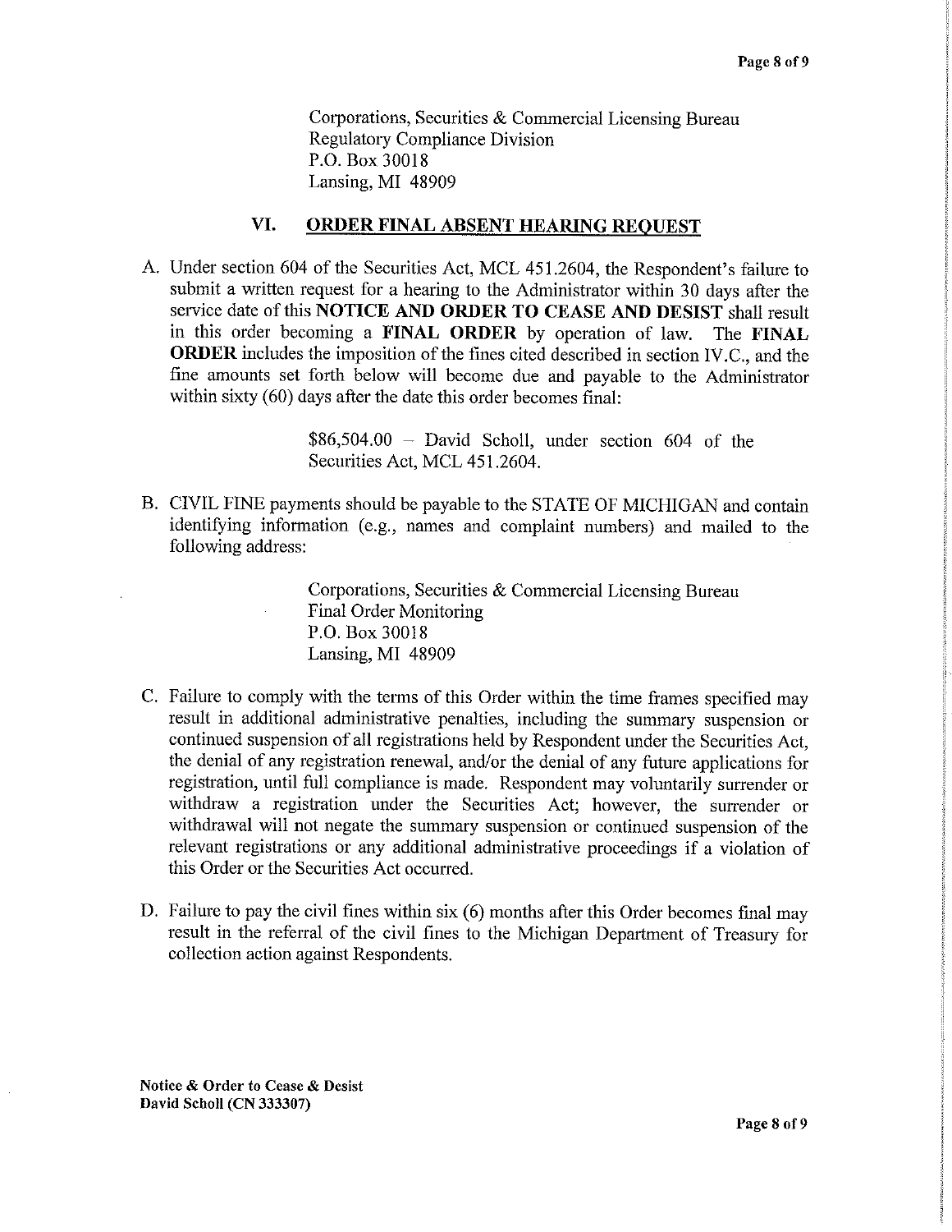Corporations, Securities & Commercial Licensing Bureau
Regulatory Compliance Division
P.O. Box 30018
Lansing, MI 48909

## VI. ORDER FINAL ABSENT HEARING REQUEST

A. Under section 604 of the Securities Act, MCL 451.2604, the Respondent's failure to submit a written request for a hearing to the Administrator within 30 days after the service date of this **NOTICE AND ORDER TO CEASE AND DESIST** shall result in this order becoming a **FINAL ORDER** by operation of law. The **FINAL ORDER** includes the imposition of the fines cited described in section IV.C., and the fine amounts set forth below will become due and payable to the Administrator within sixty (60) days after the date this order becomes final:

> $86,504.00 – David Scholl, under section 604 of the Securities Act, MCL 451.2604.

B. CIVIL FINE payments should be payable to the STATE OF MICHIGAN and contain identifying information (e.g., names and complaint numbers) and mailed to the following address:

> Corporations, Securities & Commercial Licensing Bureau
> Final Order Monitoring
> P.O. Box 30018
> Lansing, MI 48909

C. Failure to comply with the terms of this Order within the time frames specified may result in additional administrative penalties, including the summary suspension or continued suspension of all registrations held by Respondent under the Securities Act, the denial of any registration renewal, and/or the denial of any future applications for registration, until full compliance is made. Respondent may voluntarily surrender or withdraw a registration under the Securities Act; however, the surrender or withdrawal will not negate the summary suspension or continued suspension of the relevant registrations or any additional administrative proceedings if a violation of this Order or the Securities Act occurred.

D. Failure to pay the civil fines within six (6) months after this Order becomes final may result in the referral of the civil fines to the Michigan Department of Treasury for collection action against Respondents.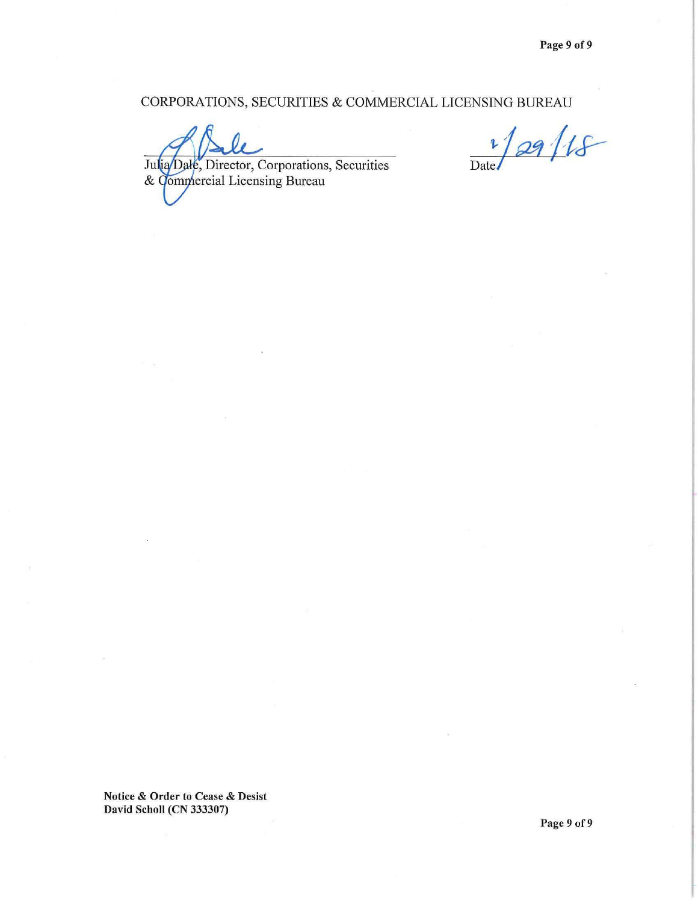CORPORATIONS, SECURITIES & COMMERCIAL LICENSING BUREAU

Julia Dale, Director, Corporations, Securities & Commercial Licensing Bureau

1/29/18
Date

**Notice & Order to Cease & Desist**
**David Scholl (CN 333307)**